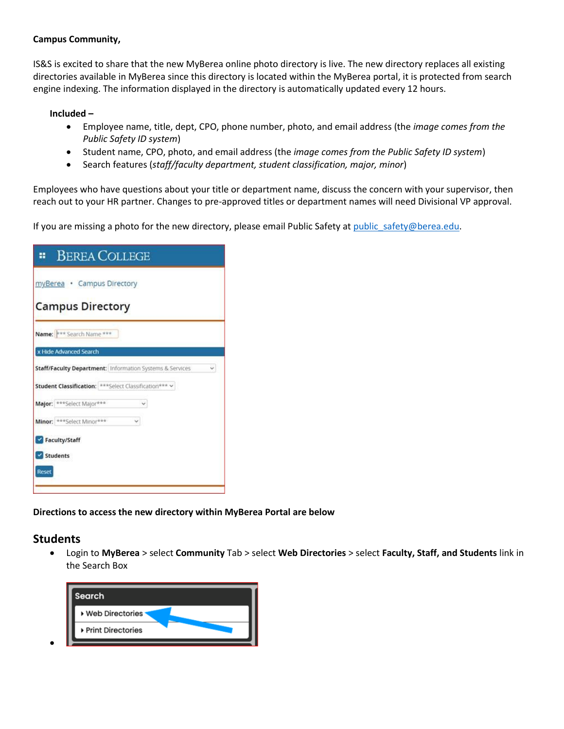**Campus Community,**

IS&S is excited to share that the new MyBerea online photo directory is live. The new directory replaces all existing directories available in MyBerea since this directory is located within the MyBerea portal, it is protected from search engine indexing. The information displayed in the directory is automatically updated every 12 hours.

**Included –**

- Employee name, title, dept, CPO, phone number, photo, and email address (the *image comes from the Public Safety ID system*)
- Student name, CPO, photo, and email address (the *image comes from the Public Safety ID system*)
- Search features (*staff/faculty department, student classification, major, minor*)

Employees who have questions about your title or department name, discuss the concern with your supervisor, then reach out to your HR partner. Changes to pre-approved titles or department names will need Divisional VP approval.

If you are missing a photo for the new directory, please email Public Safety at public_safety@berea.edu.

**Directions to access the new directory within MyBerea Portal are below**

## Students

- Login to **MyBerea** > select **Community** Tab > select **Web Directories** > select **Faculty, Staff, and Students** link in the Search Box
-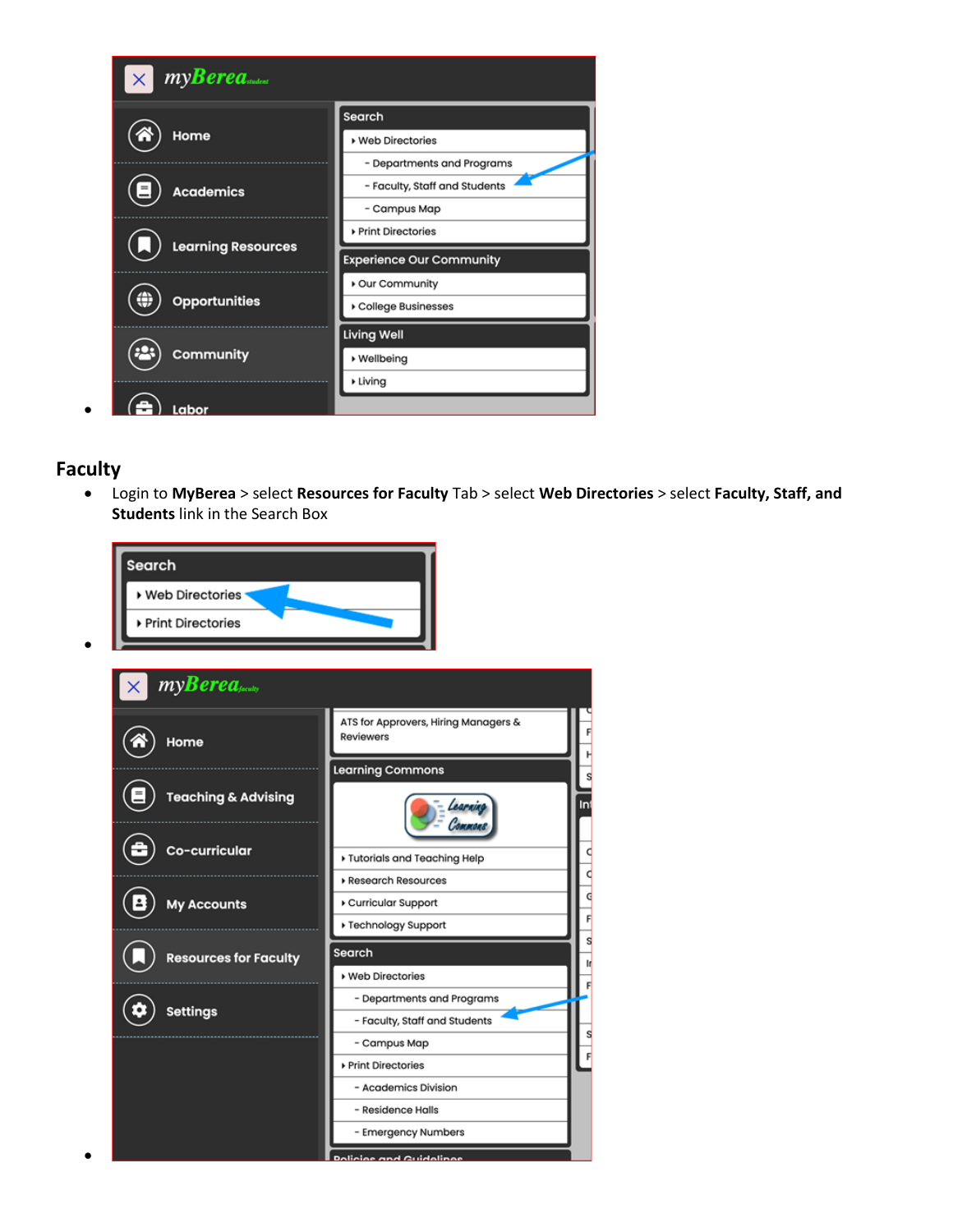- 

## Faculty

- Login to **MyBerea** > select **Resources for Faculty** Tab > select **Web Directories** > select **Faculty, Staff, and Students** link in the Search Box
- 
-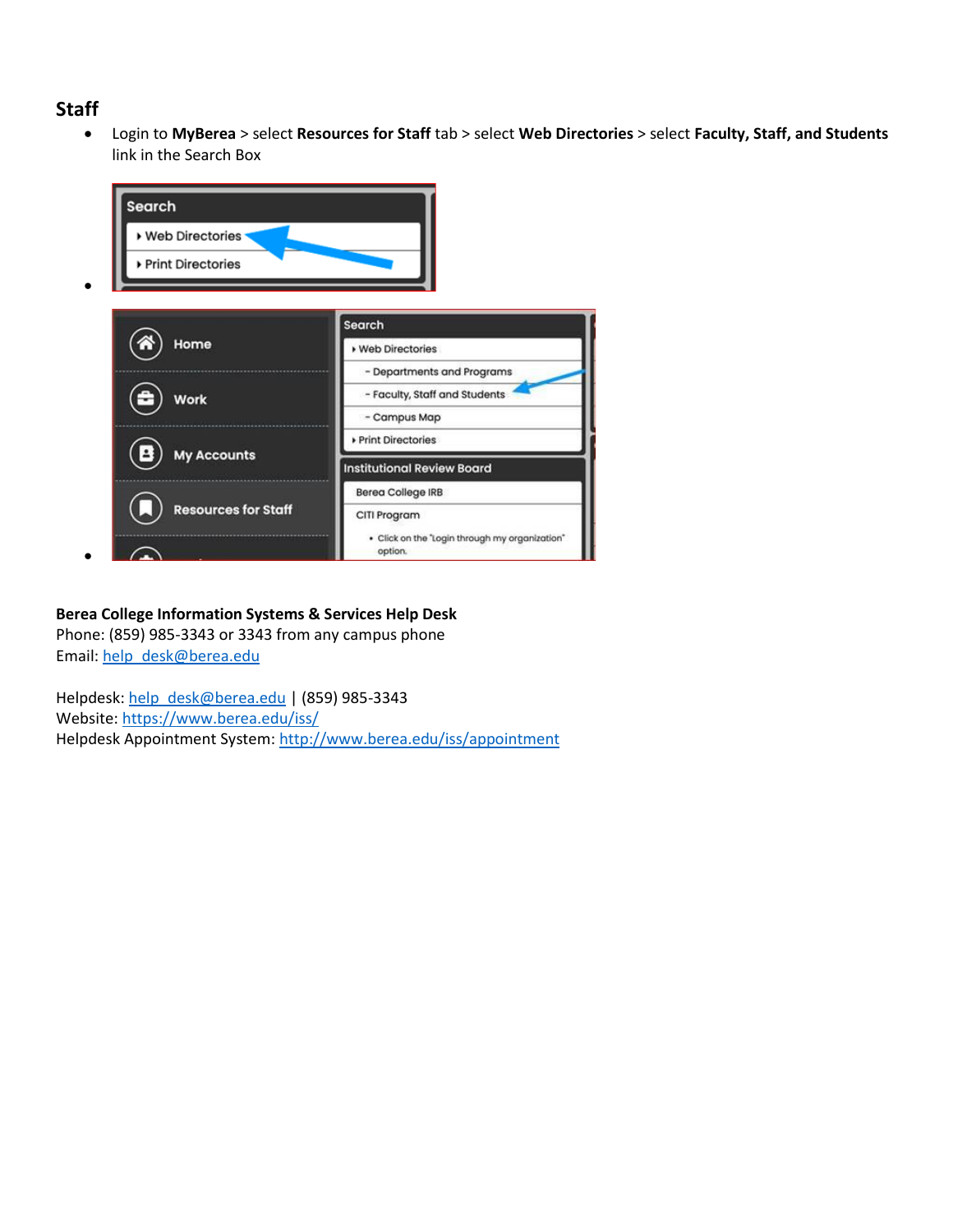## Staff

- Login to **MyBerea** > select **Resources for Staff** tab > select **Web Directories** > select **Faculty, Staff, and Students** link in the Search Box
-
-

**Berea College Information Systems & Services Help Desk**
Phone: (859) 985-3343 or 3343 from any campus phone
Email: help_desk@berea.edu

Helpdesk: help_desk@berea.edu | (859) 985-3343
Website: https://www.berea.edu/iss/
Helpdesk Appointment System: http://www.berea.edu/iss/appointment